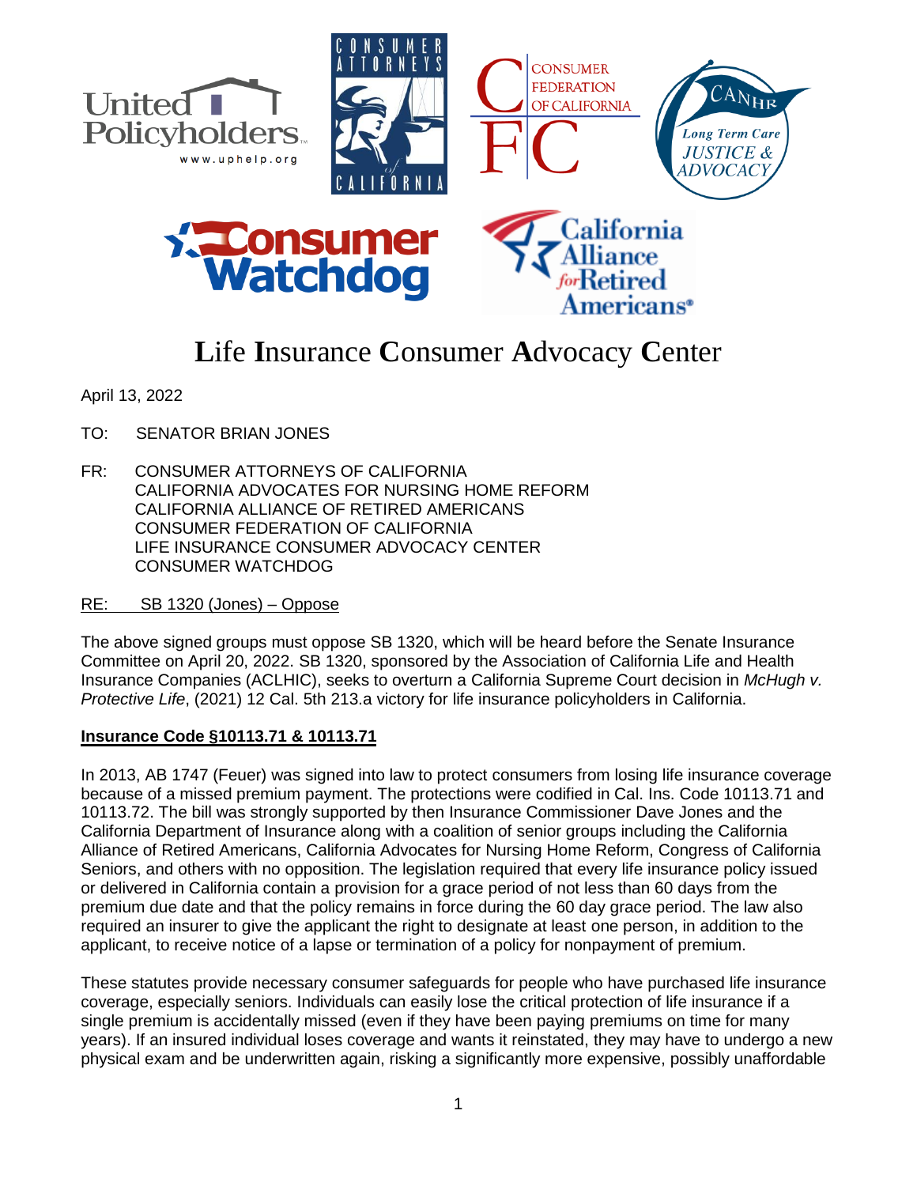United Policyholders www.uphelp.org

CONSUMER ATTORNEYS of CALIFORNIA

CONSUMER FEDERATION OF CALIFORNIA

CANHR Long Term Care JUSTICE & ADVOCACY

Consumer Watchdog

California Alliance for Retired Americans

# Life Insurance Consumer Advocacy Center

April 13, 2022

TO: SENATOR BRIAN JONES

FR: CONSUMER ATTORNEYS OF CALIFORNIA
CALIFORNIA ADVOCATES FOR NURSING HOME REFORM
CALIFORNIA ALLIANCE OF RETIRED AMERICANS
CONSUMER FEDERATION OF CALIFORNIA
LIFE INSURANCE CONSUMER ADVOCACY CENTER
CONSUMER WATCHDOG

RE: SB 1320 (Jones) – Oppose

The above signed groups must oppose SB 1320, which will be heard before the Senate Insurance Committee on April 20, 2022. SB 1320, sponsored by the Association of California Life and Health Insurance Companies (ACLHIC), seeks to overturn a California Supreme Court decision in *McHugh v. Protective Life*, (2021) 12 Cal. 5th 213.a victory for life insurance policyholders in California.

**Insurance Code §10113.71 & 10113.71**

In 2013, AB 1747 (Feuer) was signed into law to protect consumers from losing life insurance coverage because of a missed premium payment. The protections were codified in Cal. Ins. Code 10113.71 and 10113.72. The bill was strongly supported by then Insurance Commissioner Dave Jones and the California Department of Insurance along with a coalition of senior groups including the California Alliance of Retired Americans, California Advocates for Nursing Home Reform, Congress of California Seniors, and others with no opposition. The legislation required that every life insurance policy issued or delivered in California contain a provision for a grace period of not less than 60 days from the premium due date and that the policy remains in force during the 60 day grace period. The law also required an insurer to give the applicant the right to designate at least one person, in addition to the applicant, to receive notice of a lapse or termination of a policy for nonpayment of premium.

These statutes provide necessary consumer safeguards for people who have purchased life insurance coverage, especially seniors. Individuals can easily lose the critical protection of life insurance if a single premium is accidentally missed (even if they have been paying premiums on time for many years). If an insured individual loses coverage and wants it reinstated, they may have to undergo a new physical exam and be underwritten again, risking a significantly more expensive, possibly unaffordable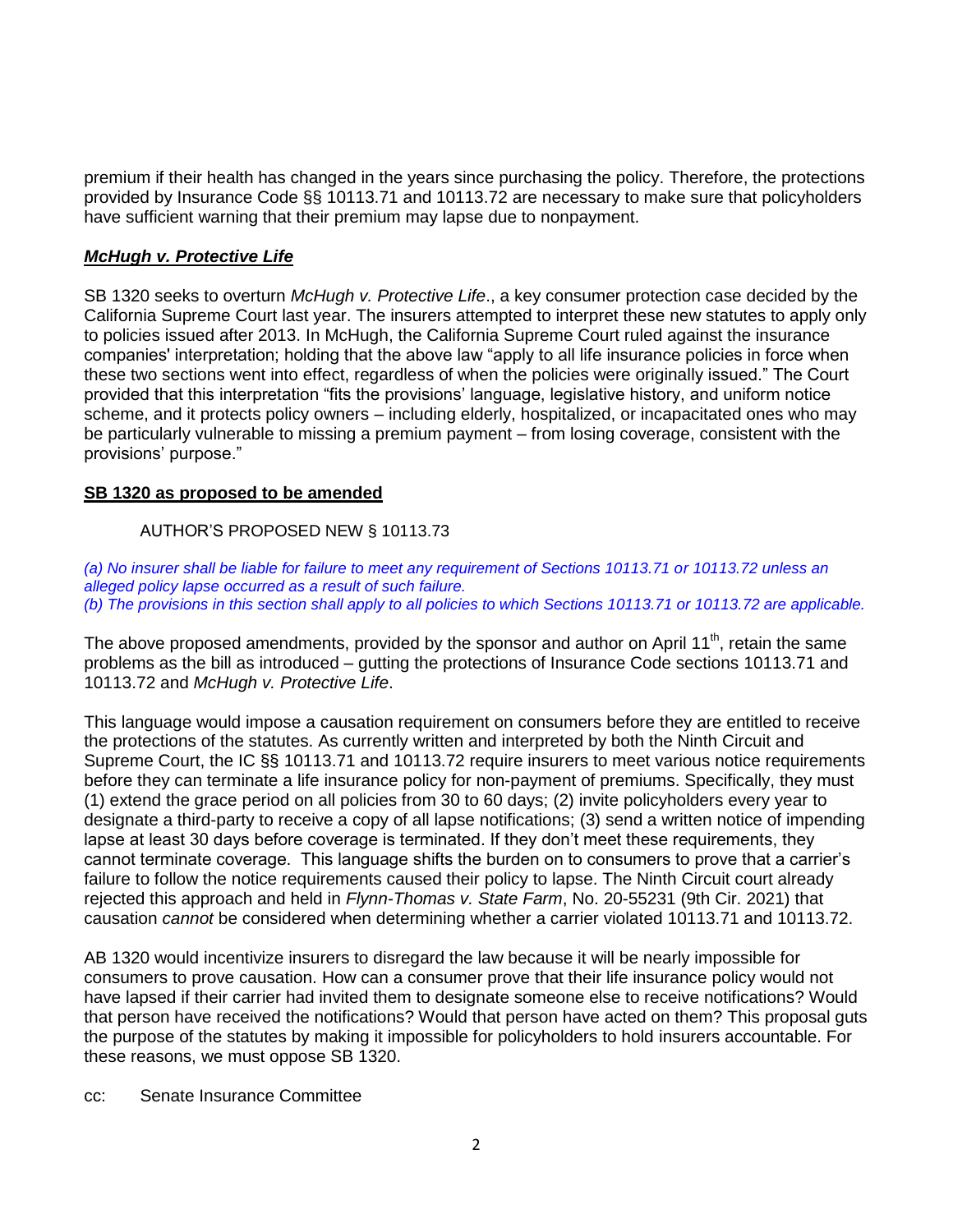premium if their health has changed in the years since purchasing the policy. Therefore, the protections provided by Insurance Code §§ 10113.71 and 10113.72 are necessary to make sure that policyholders have sufficient warning that their premium may lapse due to nonpayment.

***McHugh v. Protective Life***

SB 1320 seeks to overturn *McHugh v. Protective Life*., a key consumer protection case decided by the California Supreme Court last year. The insurers attempted to interpret these new statutes to apply only to policies issued after 2013. In McHugh, the California Supreme Court ruled against the insurance companies' interpretation; holding that the above law "apply to all life insurance policies in force when these two sections went into effect, regardless of when the policies were originally issued." The Court provided that this interpretation "fits the provisions' language, legislative history, and uniform notice scheme, and it protects policy owners – including elderly, hospitalized, or incapacitated ones who may be particularly vulnerable to missing a premium payment – from losing coverage, consistent with the provisions' purpose."

**SB 1320 as proposed to be amended**

AUTHOR'S PROPOSED NEW § 10113.73

*(a) No insurer shall be liable for failure to meet any requirement of Sections 10113.71 or 10113.72 unless an alleged policy lapse occurred as a result of such failure.*
*(b) The provisions in this section shall apply to all policies to which Sections 10113.71 or 10113.72 are applicable.*

The above proposed amendments, provided by the sponsor and author on April 11th, retain the same problems as the bill as introduced – gutting the protections of Insurance Code sections 10113.71 and 10113.72 and *McHugh v. Protective Life*.

This language would impose a causation requirement on consumers before they are entitled to receive the protections of the statutes. As currently written and interpreted by both the Ninth Circuit and Supreme Court, the IC §§ 10113.71 and 10113.72 require insurers to meet various notice requirements before they can terminate a life insurance policy for non-payment of premiums. Specifically, they must (1) extend the grace period on all policies from 30 to 60 days; (2) invite policyholders every year to designate a third-party to receive a copy of all lapse notifications; (3) send a written notice of impending lapse at least 30 days before coverage is terminated. If they don't meet these requirements, they cannot terminate coverage. This language shifts the burden on to consumers to prove that a carrier's failure to follow the notice requirements caused their policy to lapse. The Ninth Circuit court already rejected this approach and held in *Flynn-Thomas v. State Farm*, No. 20-55231 (9th Cir. 2021) that causation *cannot* be considered when determining whether a carrier violated 10113.71 and 10113.72.

AB 1320 would incentivize insurers to disregard the law because it will be nearly impossible for consumers to prove causation. How can a consumer prove that their life insurance policy would not have lapsed if their carrier had invited them to designate someone else to receive notifications? Would that person have received the notifications? Would that person have acted on them? This proposal guts the purpose of the statutes by making it impossible for policyholders to hold insurers accountable. For these reasons, we must oppose SB 1320.

cc: Senate Insurance Committee